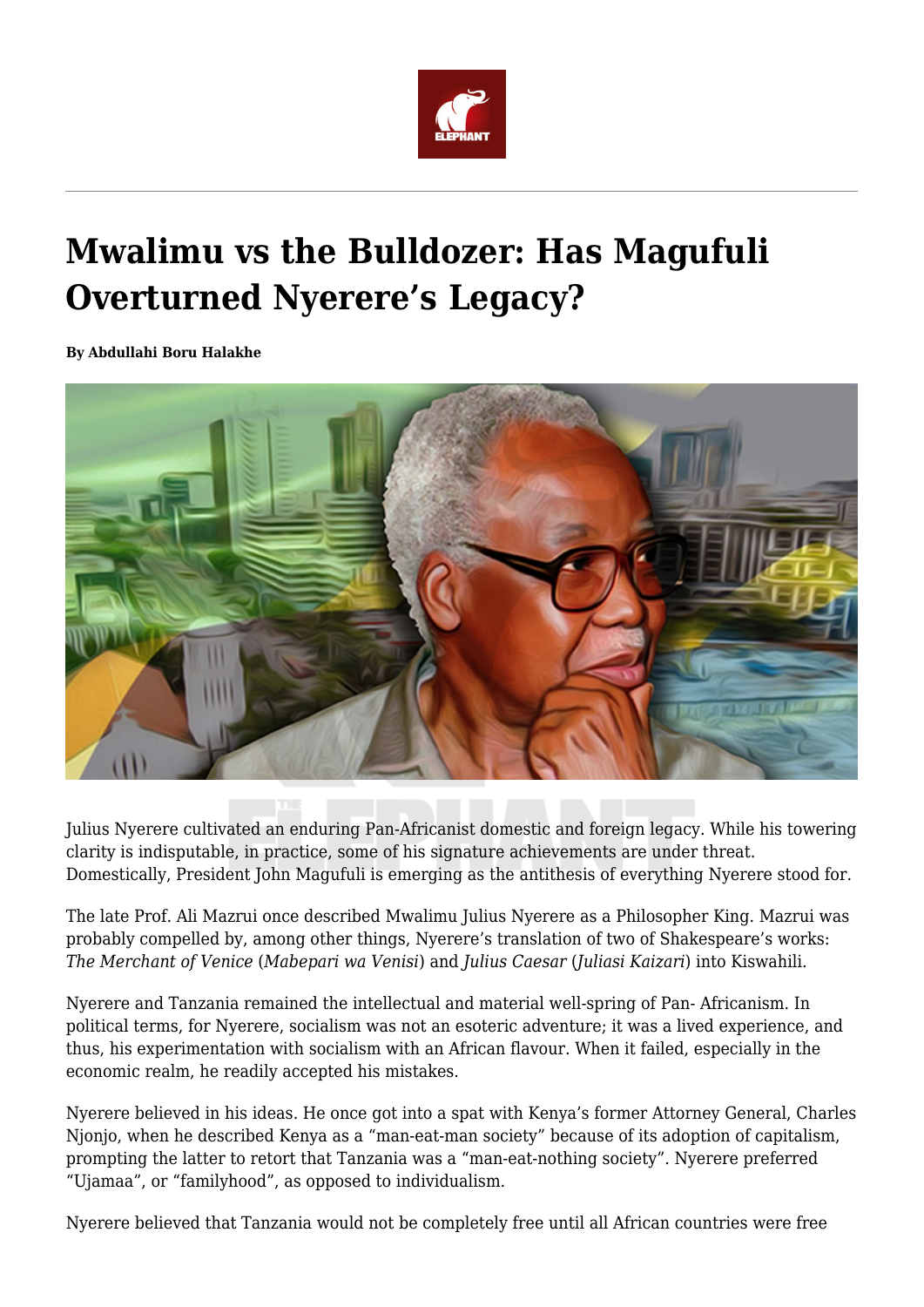# Mwalimu vs the Bulldozer: Has Magufuli Overturned Nyerere's Legacy?

**By Abdullahi Boru Halakhe**

Julius Nyerere cultivated an enduring Pan-Africanist domestic and foreign legacy. While his towering clarity is indisputable, in practice, some of his signature achievements are under threat. Domestically, President John Magufuli is emerging as the antithesis of everything Nyerere stood for.

The late Prof. Ali Mazrui once described Mwalimu Julius Nyerere as a Philosopher King. Mazrui was probably compelled by, among other things, Nyerere's translation of two of Shakespeare's works: *The Merchant of Venice* (*Mabepari wa Venisi*) and *Julius Caesar* (*Juliasi Kaizari*) into Kiswahili.

Nyerere and Tanzania remained the intellectual and material well-spring of Pan- Africanism. In political terms, for Nyerere, socialism was not an esoteric adventure; it was a lived experience, and thus, his experimentation with socialism with an African flavour. When it failed, especially in the economic realm, he readily accepted his mistakes.

Nyerere believed in his ideas. He once got into a spat with Kenya's former Attorney General, Charles Njonjo, when he described Kenya as a "man-eat-man society" because of its adoption of capitalism, prompting the latter to retort that Tanzania was a "man-eat-nothing society". Nyerere preferred "Ujamaa", or "familyhood", as opposed to individualism.

Nyerere believed that Tanzania would not be completely free until all African countries were free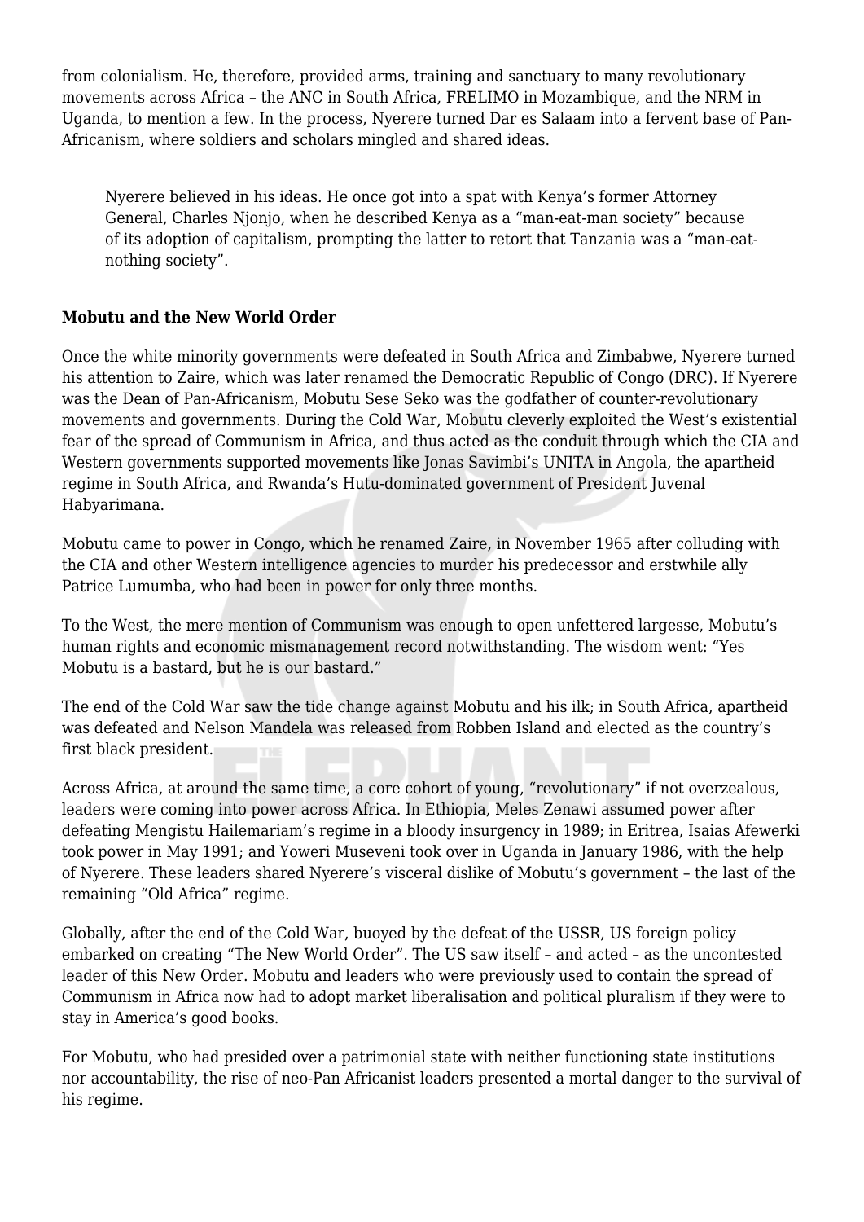from colonialism. He, therefore, provided arms, training and sanctuary to many revolutionary movements across Africa – the ANC in South Africa, FRELIMO in Mozambique, and the NRM in Uganda, to mention a few. In the process, Nyerere turned Dar es Salaam into a fervent base of Pan-Africanism, where soldiers and scholars mingled and shared ideas.

> Nyerere believed in his ideas. He once got into a spat with Kenya's former Attorney General, Charles Njonjo, when he described Kenya as a "man-eat-man society" because of its adoption of capitalism, prompting the latter to retort that Tanzania was a "man-eat-nothing society".

**Mobutu and the New World Order**

Once the white minority governments were defeated in South Africa and Zimbabwe, Nyerere turned his attention to Zaire, which was later renamed the Democratic Republic of Congo (DRC). If Nyerere was the Dean of Pan-Africanism, Mobutu Sese Seko was the godfather of counter-revolutionary movements and governments. During the Cold War, Mobutu cleverly exploited the West's existential fear of the spread of Communism in Africa, and thus acted as the conduit through which the CIA and Western governments supported movements like Jonas Savimbi's UNITA in Angola, the apartheid regime in South Africa, and Rwanda's Hutu-dominated government of President Juvenal Habyarimana.

Mobutu came to power in Congo, which he renamed Zaire, in November 1965 after colluding with the CIA and other Western intelligence agencies to murder his predecessor and erstwhile ally Patrice Lumumba, who had been in power for only three months.

To the West, the mere mention of Communism was enough to open unfettered largesse, Mobutu's human rights and economic mismanagement record notwithstanding. The wisdom went: "Yes Mobutu is a bastard, but he is our bastard."

The end of the Cold War saw the tide change against Mobutu and his ilk; in South Africa, apartheid was defeated and Nelson Mandela was released from Robben Island and elected as the country's first black president.

Across Africa, at around the same time, a core cohort of young, "revolutionary" if not overzealous, leaders were coming into power across Africa. In Ethiopia, Meles Zenawi assumed power after defeating Mengistu Hailemariam's regime in a bloody insurgency in 1989; in Eritrea, Isaias Afewerki took power in May 1991; and Yoweri Museveni took over in Uganda in January 1986, with the help of Nyerere. These leaders shared Nyerere's visceral dislike of Mobutu's government – the last of the remaining "Old Africa" regime.

Globally, after the end of the Cold War, buoyed by the defeat of the USSR, US foreign policy embarked on creating "The New World Order". The US saw itself – and acted – as the uncontested leader of this New Order. Mobutu and leaders who were previously used to contain the spread of Communism in Africa now had to adopt market liberalisation and political pluralism if they were to stay in America's good books.

For Mobutu, who had presided over a patrimonial state with neither functioning state institutions nor accountability, the rise of neo-Pan Africanist leaders presented a mortal danger to the survival of his regime.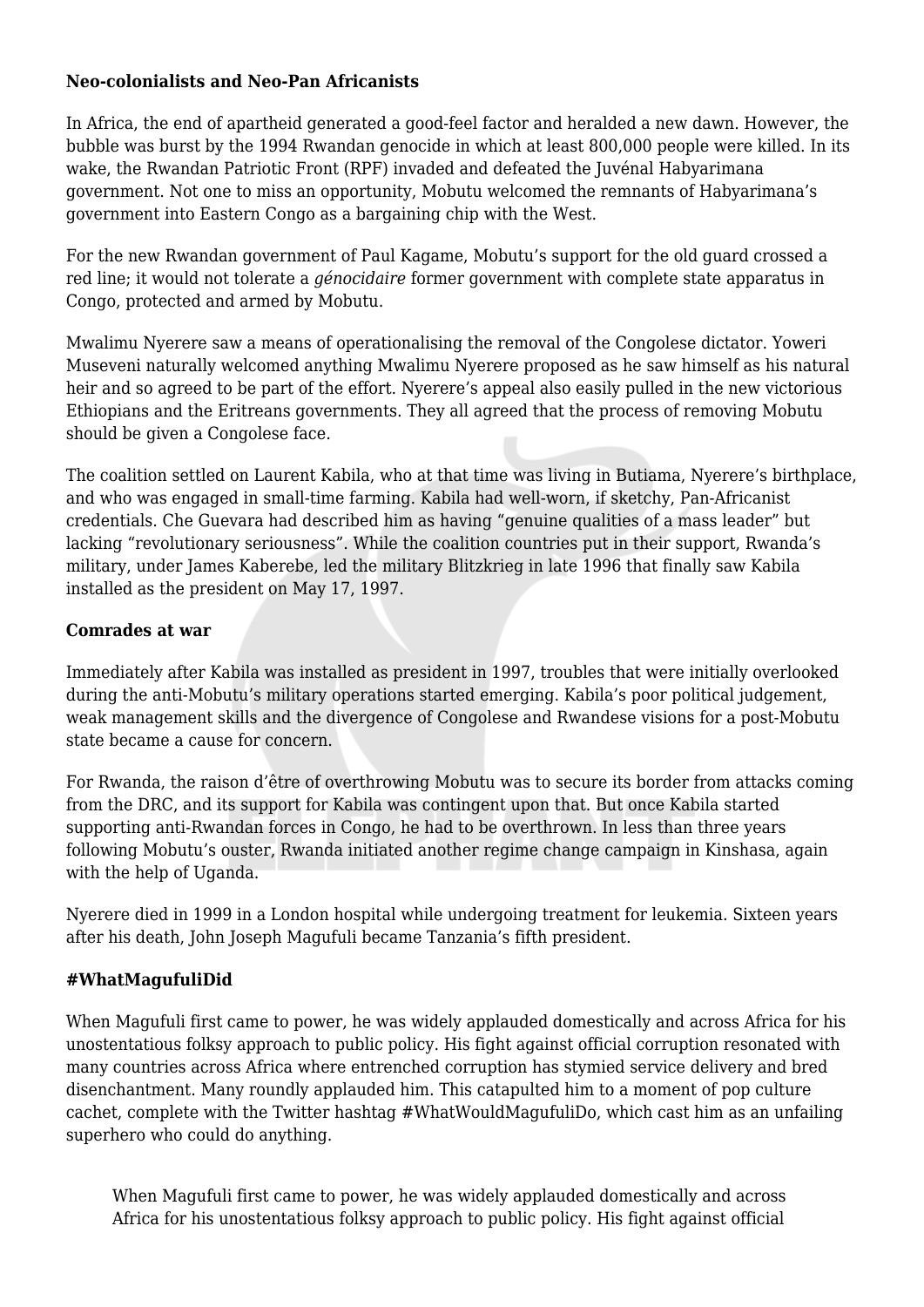**Neo-colonialists and Neo-Pan Africanists**

In Africa, the end of apartheid generated a good-feel factor and heralded a new dawn. However, the bubble was burst by the 1994 Rwandan genocide in which at least 800,000 people were killed. In its wake, the Rwandan Patriotic Front (RPF) invaded and defeated the Juvénal Habyarimana government. Not one to miss an opportunity, Mobutu welcomed the remnants of Habyarimana's government into Eastern Congo as a bargaining chip with the West.

For the new Rwandan government of Paul Kagame, Mobutu's support for the old guard crossed a red line; it would not tolerate a *génocidaire* former government with complete state apparatus in Congo, protected and armed by Mobutu.

Mwalimu Nyerere saw a means of operationalising the removal of the Congolese dictator. Yoweri Museveni naturally welcomed anything Mwalimu Nyerere proposed as he saw himself as his natural heir and so agreed to be part of the effort. Nyerere's appeal also easily pulled in the new victorious Ethiopians and the Eritreans governments. They all agreed that the process of removing Mobutu should be given a Congolese face.

The coalition settled on Laurent Kabila, who at that time was living in Butiama, Nyerere's birthplace, and who was engaged in small-time farming. Kabila had well-worn, if sketchy, Pan-Africanist credentials. Che Guevara had described him as having "genuine qualities of a mass leader" but lacking "revolutionary seriousness". While the coalition countries put in their support, Rwanda's military, under James Kaberebe, led the military Blitzkrieg in late 1996 that finally saw Kabila installed as the president on May 17, 1997.

**Comrades at war**

Immediately after Kabila was installed as president in 1997, troubles that were initially overlooked during the anti-Mobutu's military operations started emerging. Kabila's poor political judgement, weak management skills and the divergence of Congolese and Rwandese visions for a post-Mobutu state became a cause for concern.

For Rwanda, the raison d'être of overthrowing Mobutu was to secure its border from attacks coming from the DRC, and its support for Kabila was contingent upon that. But once Kabila started supporting anti-Rwandan forces in Congo, he had to be overthrown. In less than three years following Mobutu's ouster, Rwanda initiated another regime change campaign in Kinshasa, again with the help of Uganda.

Nyerere died in 1999 in a London hospital while undergoing treatment for leukemia. Sixteen years after his death, John Joseph Magufuli became Tanzania's fifth president.

**#WhatMagufuliDid**

When Magufuli first came to power, he was widely applauded domestically and across Africa for his unostentatious folksy approach to public policy. His fight against official corruption resonated with many countries across Africa where entrenched corruption has stymied service delivery and bred disenchantment. Many roundly applauded him. This catapulted him to a moment of pop culture cachet, complete with the Twitter hashtag #WhatWouldMagufuliDo, which cast him as an unfailing superhero who could do anything.

> When Magufuli first came to power, he was widely applauded domestically and across Africa for his unostentatious folksy approach to public policy. His fight against official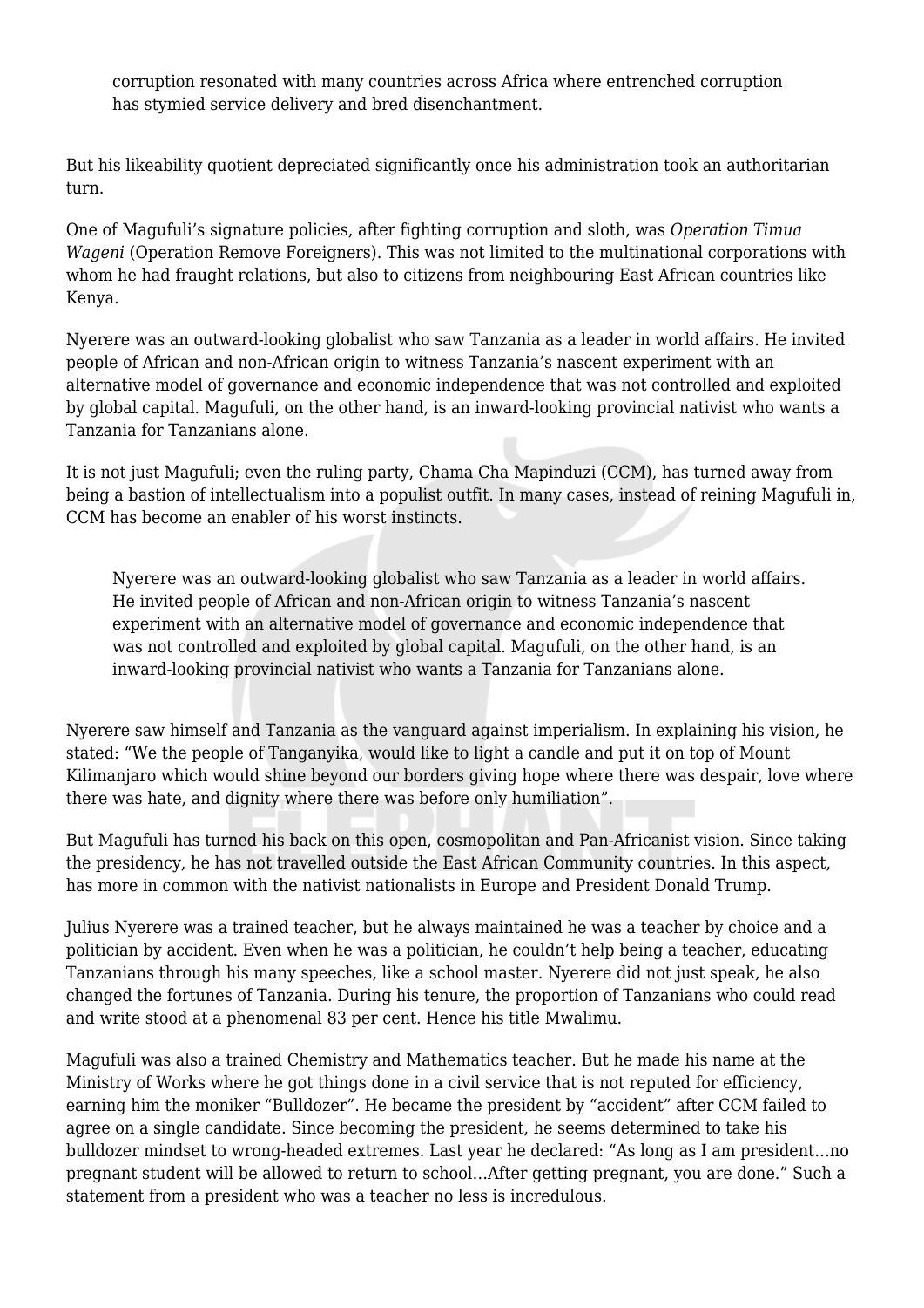> corruption resonated with many countries across Africa where entrenched corruption has stymied service delivery and bred disenchantment.

But his likeability quotient depreciated significantly once his administration took an authoritarian turn.

One of Magufuli's signature policies, after fighting corruption and sloth, was *Operation Timua Wageni* (Operation Remove Foreigners). This was not limited to the multinational corporations with whom he had fraught relations, but also to citizens from neighbouring East African countries like Kenya.

Nyerere was an outward-looking globalist who saw Tanzania as a leader in world affairs. He invited people of African and non-African origin to witness Tanzania's nascent experiment with an alternative model of governance and economic independence that was not controlled and exploited by global capital. Magufuli, on the other hand, is an inward-looking provincial nativist who wants a Tanzania for Tanzanians alone.

It is not just Magufuli; even the ruling party, Chama Cha Mapinduzi (CCM), has turned away from being a bastion of intellectualism into a populist outfit. In many cases, instead of reining Magufuli in, CCM has become an enabler of his worst instincts.

> Nyerere was an outward-looking globalist who saw Tanzania as a leader in world affairs. He invited people of African and non-African origin to witness Tanzania's nascent experiment with an alternative model of governance and economic independence that was not controlled and exploited by global capital. Magufuli, on the other hand, is an inward-looking provincial nativist who wants a Tanzania for Tanzanians alone.

Nyerere saw himself and Tanzania as the vanguard against imperialism. In explaining his vision, he stated: "We the people of Tanganyika, would like to light a candle and put it on top of Mount Kilimanjaro which would shine beyond our borders giving hope where there was despair, love where there was hate, and dignity where there was before only humiliation".

But Magufuli has turned his back on this open, cosmopolitan and Pan-Africanist vision. Since taking the presidency, he has not travelled outside the East African Community countries. In this aspect, has more in common with the nativist nationalists in Europe and President Donald Trump.

Julius Nyerere was a trained teacher, but he always maintained he was a teacher by choice and a politician by accident. Even when he was a politician, he couldn't help being a teacher, educating Tanzanians through his many speeches, like a school master. Nyerere did not just speak, he also changed the fortunes of Tanzania. During his tenure, the proportion of Tanzanians who could read and write stood at a phenomenal 83 per cent. Hence his title Mwalimu.

Magufuli was also a trained Chemistry and Mathematics teacher. But he made his name at the Ministry of Works where he got things done in a civil service that is not reputed for efficiency, earning him the moniker "Bulldozer". He became the president by "accident" after CCM failed to agree on a single candidate. Since becoming the president, he seems determined to take his bulldozer mindset to wrong-headed extremes. Last year he declared: "As long as I am president…no pregnant student will be allowed to return to school…After getting pregnant, you are done." Such a statement from a president who was a teacher no less is incredulous.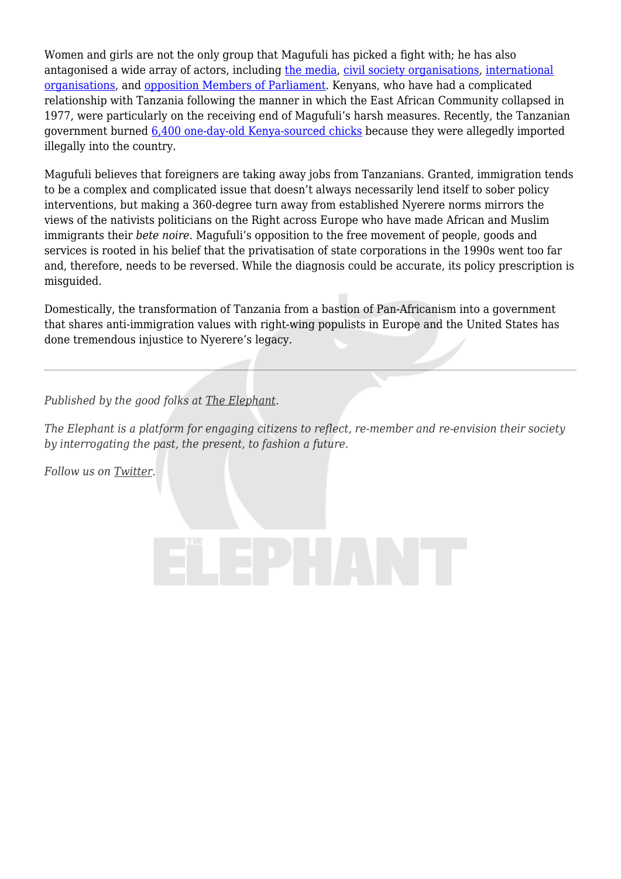Women and girls are not the only group that Magufuli has picked a fight with; he has also antagonised a wide array of actors, including the media, civil society organisations, international organisations, and opposition Members of Parliament. Kenyans, who have had a complicated relationship with Tanzania following the manner in which the East African Community collapsed in 1977, were particularly on the receiving end of Magufuli's harsh measures. Recently, the Tanzanian government burned 6,400 one-day-old Kenya-sourced chicks because they were allegedly imported illegally into the country.

Magufuli believes that foreigners are taking away jobs from Tanzanians. Granted, immigration tends to be a complex and complicated issue that doesn't always necessarily lend itself to sober policy interventions, but making a 360-degree turn away from established Nyerere norms mirrors the views of the nativists politicians on the Right across Europe who have made African and Muslim immigrants their *bete noire.* Magufuli's opposition to the free movement of people, goods and services is rooted in his belief that the privatisation of state corporations in the 1990s went too far and, therefore, needs to be reversed. While the diagnosis could be accurate, its policy prescription is misguided.

Domestically, the transformation of Tanzania from a bastion of Pan-Africanism into a government that shares anti-immigration values with right-wing populists in Europe and the United States has done tremendous injustice to Nyerere's legacy.

---

*Published by the good folks at The Elephant.*

*The Elephant is a platform for engaging citizens to reflect, re-member and re-envision their society by interrogating the past, the present, to fashion a future.*

*Follow us on Twitter.*